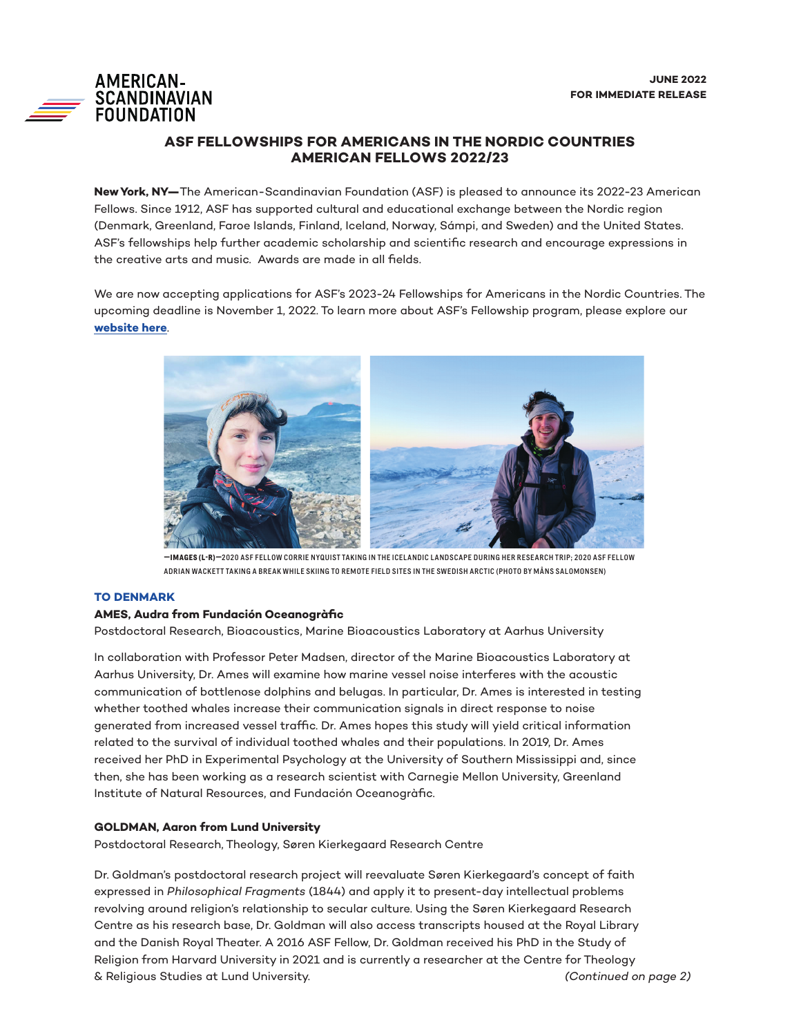AMERICAN-SCANDINAVIAN FOUNDATION

**JUNE 2022**
**FOR IMMEDIATE RELEASE**

## ASF FELLOWSHIPS FOR AMERICANS IN THE NORDIC COUNTRIES AMERICAN FELLOWS 2022/23

**New York, NY—**The American-Scandinavian Foundation (ASF) is pleased to announce its 2022-23 American Fellows. Since 1912, ASF has supported cultural and educational exchange between the Nordic region (Denmark, Greenland, Faroe Islands, Finland, Iceland, Norway, Sámpi, and Sweden) and the United States. ASF's fellowships help further academic scholarship and scientific research and encourage expressions in the creative arts and music. Awards are made in all fields.

We are now accepting applications for ASF's 2023-24 Fellowships for Americans in the Nordic Countries. The upcoming deadline is November 1, 2022. To learn more about ASF's Fellowship program, please explore our **website here**.

—IMAGES (L-R)—2020 ASF FELLOW CORRIE NYQUIST TAKING IN THE ICELANDIC LANDSCAPE DURING HER RESEARCH TRIP; 2020 ASF FELLOW ADRIAN WACKETT TAKING A BREAK WHILE SKIING TO REMOTE FIELD SITES IN THE SWEDISH ARCTIC (PHOTO BY MÅNS SALOMONSEN)

### TO DENMARK

**AMES, Audra from Fundación Oceanogràfic**
Postdoctoral Research, Bioacoustics, Marine Bioacoustics Laboratory at Aarhus University

In collaboration with Professor Peter Madsen, director of the Marine Bioacoustics Laboratory at Aarhus University, Dr. Ames will examine how marine vessel noise interferes with the acoustic communication of bottlenose dolphins and belugas. In particular, Dr. Ames is interested in testing whether toothed whales increase their communication signals in direct response to noise generated from increased vessel traffic. Dr. Ames hopes this study will yield critical information related to the survival of individual toothed whales and their populations. In 2019, Dr. Ames received her PhD in Experimental Psychology at the University of Southern Mississippi and, since then, she has been working as a research scientist with Carnegie Mellon University, Greenland Institute of Natural Resources, and Fundación Oceanogràfic.

**GOLDMAN, Aaron from Lund University**
Postdoctoral Research, Theology, Søren Kierkegaard Research Centre

Dr. Goldman's postdoctoral research project will reevaluate Søren Kierkegaard's concept of faith expressed in *Philosophical Fragments* (1844) and apply it to present-day intellectual problems revolving around religion's relationship to secular culture. Using the Søren Kierkegaard Research Centre as his research base, Dr. Goldman will also access transcripts housed at the Royal Library and the Danish Royal Theater. A 2016 ASF Fellow, Dr. Goldman received his PhD in the Study of Religion from Harvard University in 2021 and is currently a researcher at the Centre for Theology & Religious Studies at Lund University.

*(Continued on page 2)*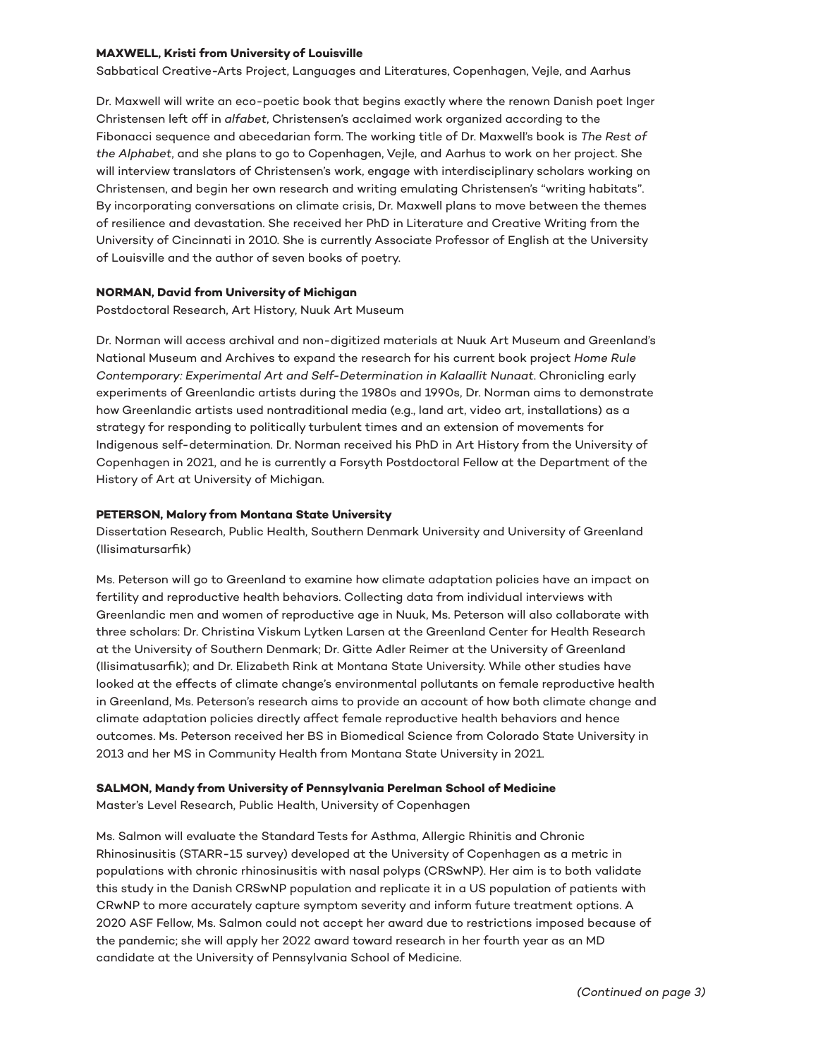**MAXWELL, Kristi from University of Louisville**

Sabbatical Creative-Arts Project, Languages and Literatures, Copenhagen, Vejle, and Aarhus

Dr. Maxwell will write an eco-poetic book that begins exactly where the renown Danish poet Inger Christensen left off in *alfabet*, Christensen's acclaimed work organized according to the Fibonacci sequence and abecedarian form. The working title of Dr. Maxwell's book is *The Rest of the Alphabet*, and she plans to go to Copenhagen, Vejle, and Aarhus to work on her project. She will interview translators of Christensen's work, engage with interdisciplinary scholars working on Christensen, and begin her own research and writing emulating Christensen's "writing habitats". By incorporating conversations on climate crisis, Dr. Maxwell plans to move between the themes of resilience and devastation. She received her PhD in Literature and Creative Writing from the University of Cincinnati in 2010. She is currently Associate Professor of English at the University of Louisville and the author of seven books of poetry.

**NORMAN, David from University of Michigan**

Postdoctoral Research, Art History, Nuuk Art Museum

Dr. Norman will access archival and non-digitized materials at Nuuk Art Museum and Greenland's National Museum and Archives to expand the research for his current book project *Home Rule Contemporary: Experimental Art and Self-Determination in Kalaallit Nunaat*. Chronicling early experiments of Greenlandic artists during the 1980s and 1990s, Dr. Norman aims to demonstrate how Greenlandic artists used nontraditional media (e.g., land art, video art, installations) as a strategy for responding to politically turbulent times and an extension of movements for Indigenous self-determination. Dr. Norman received his PhD in Art History from the University of Copenhagen in 2021, and he is currently a Forsyth Postdoctoral Fellow at the Department of the History of Art at University of Michigan.

**PETERSON, Malory from Montana State University**

Dissertation Research, Public Health, Southern Denmark University and University of Greenland (Ilisimatursarfik)

Ms. Peterson will go to Greenland to examine how climate adaptation policies have an impact on fertility and reproductive health behaviors. Collecting data from individual interviews with Greenlandic men and women of reproductive age in Nuuk, Ms. Peterson will also collaborate with three scholars: Dr. Christina Viskum Lytken Larsen at the Greenland Center for Health Research at the University of Southern Denmark; Dr. Gitte Adler Reimer at the University of Greenland (Ilisimatusarfik); and Dr. Elizabeth Rink at Montana State University. While other studies have looked at the effects of climate change's environmental pollutants on female reproductive health in Greenland, Ms. Peterson's research aims to provide an account of how both climate change and climate adaptation policies directly affect female reproductive health behaviors and hence outcomes. Ms. Peterson received her BS in Biomedical Science from Colorado State University in 2013 and her MS in Community Health from Montana State University in 2021.

**SALMON, Mandy from University of Pennsylvania Perelman School of Medicine**

Master's Level Research, Public Health, University of Copenhagen

Ms. Salmon will evaluate the Standard Tests for Asthma, Allergic Rhinitis and Chronic Rhinosinusitis (STARR-15 survey) developed at the University of Copenhagen as a metric in populations with chronic rhinosinusitis with nasal polyps (CRSwNP). Her aim is to both validate this study in the Danish CRSwNP population and replicate it in a US population of patients with CRwNP to more accurately capture symptom severity and inform future treatment options. A 2020 ASF Fellow, Ms. Salmon could not accept her award due to restrictions imposed because of the pandemic; she will apply her 2022 award toward research in her fourth year as an MD candidate at the University of Pennsylvania School of Medicine.

*(Continued on page 3)*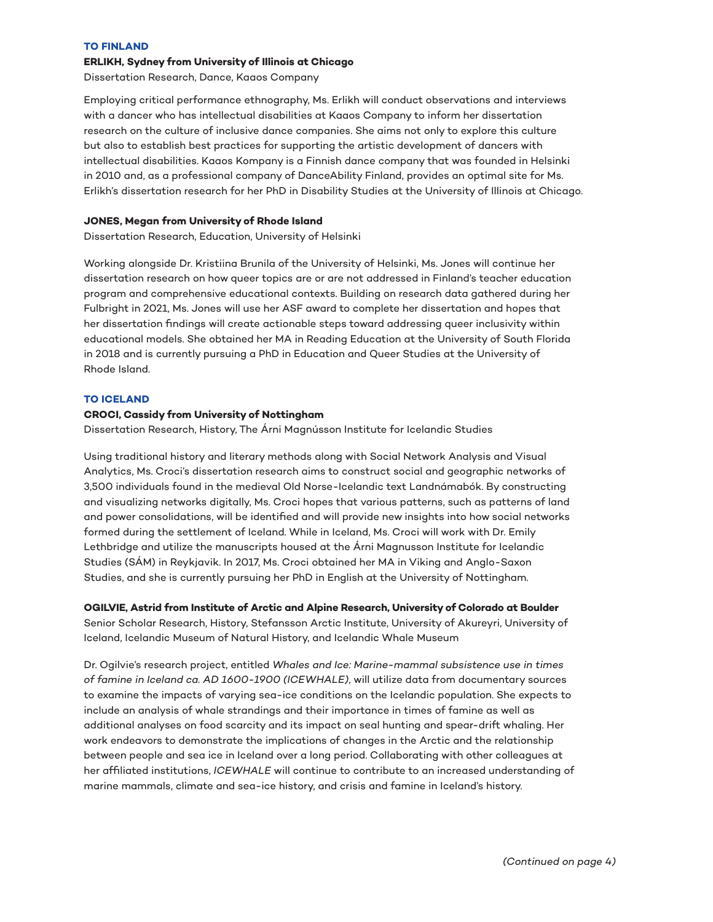## TO FINLAND

**ERLIKH, Sydney from University of Illinois at Chicago**
Dissertation Research, Dance, Kaaos Company

Employing critical performance ethnography, Ms. Erlikh will conduct observations and interviews with a dancer who has intellectual disabilities at Kaaos Company to inform her dissertation research on the culture of inclusive dance companies. She aims not only to explore this culture but also to establish best practices for supporting the artistic development of dancers with intellectual disabilities. Kaaos Kompany is a Finnish dance company that was founded in Helsinki in 2010 and, as a professional company of DanceAbility Finland, provides an optimal site for Ms. Erlikh's dissertation research for her PhD in Disability Studies at the University of Illinois at Chicago.

**JONES, Megan from University of Rhode Island**
Dissertation Research, Education, University of Helsinki

Working alongside Dr. Kristiina Brunila of the University of Helsinki, Ms. Jones will continue her dissertation research on how queer topics are or are not addressed in Finland's teacher education program and comprehensive educational contexts. Building on research data gathered during her Fulbright in 2021, Ms. Jones will use her ASF award to complete her dissertation and hopes that her dissertation findings will create actionable steps toward addressing queer inclusivity within educational models. She obtained her MA in Reading Education at the University of South Florida in 2018 and is currently pursuing a PhD in Education and Queer Studies at the University of Rhode Island.

## TO ICELAND

**CROCI, Cassidy from University of Nottingham**
Dissertation Research, History, The Árni Magnússon Institute for Icelandic Studies

Using traditional history and literary methods along with Social Network Analysis and Visual Analytics, Ms. Croci's dissertation research aims to construct social and geographic networks of 3,500 individuals found in the medieval Old Norse-Icelandic text Landnámabók. By constructing and visualizing networks digitally, Ms. Croci hopes that various patterns, such as patterns of land and power consolidations, will be identified and will provide new insights into how social networks formed during the settlement of Iceland. While in Iceland, Ms. Croci will work with Dr. Emily Lethbridge and utilize the manuscripts housed at the Árni Magnusson Institute for Icelandic Studies (SÁM) in Reykjavik. In 2017, Ms. Croci obtained her MA in Viking and Anglo-Saxon Studies, and she is currently pursuing her PhD in English at the University of Nottingham.

**OGILVIE, Astrid from Institute of Arctic and Alpine Research, University of Colorado at Boulder**
Senior Scholar Research, History, Stefansson Arctic Institute, University of Akureyri, University of Iceland, Icelandic Museum of Natural History, and Icelandic Whale Museum

Dr. Ogilvie's research project, entitled *Whales and Ice: Marine-mammal subsistence use in times of famine in Iceland ca. AD 1600-1900 (ICEWHALE)*, will utilize data from documentary sources to examine the impacts of varying sea-ice conditions on the Icelandic population. She expects to include an analysis of whale strandings and their importance in times of famine as well as additional analyses on food scarcity and its impact on seal hunting and spear-drift whaling. Her work endeavors to demonstrate the implications of changes in the Arctic and the relationship between people and sea ice in Iceland over a long period. Collaborating with other colleagues at her affiliated institutions, *ICEWHALE* will continue to contribute to an increased understanding of marine mammals, climate and sea-ice history, and crisis and famine in Iceland's history.

*(Continued on page 4)*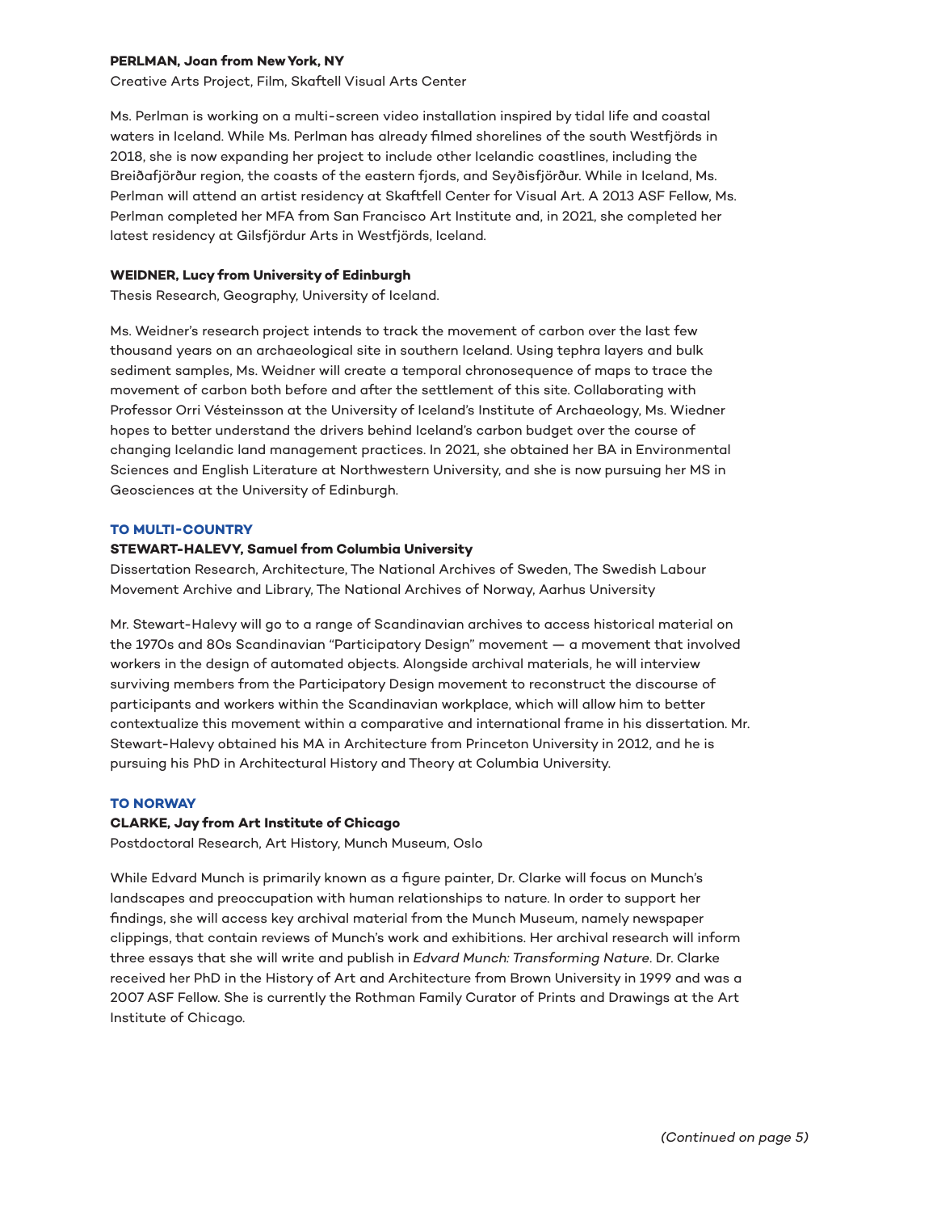**PERLMAN, Joan from New York, NY**
Creative Arts Project, Film, Skaftell Visual Arts Center

Ms. Perlman is working on a multi-screen video installation inspired by tidal life and coastal waters in Iceland. While Ms. Perlman has already filmed shorelines of the south Westfjörds in 2018, she is now expanding her project to include other Icelandic coastlines, including the Breiðafjörður region, the coasts of the eastern fjords, and Seyðisfjörður. While in Iceland, Ms. Perlman will attend an artist residency at Skaftfell Center for Visual Art. A 2013 ASF Fellow, Ms. Perlman completed her MFA from San Francisco Art Institute and, in 2021, she completed her latest residency at Gilsfjördur Arts in Westfjörds, Iceland.

**WEIDNER, Lucy from University of Edinburgh**
Thesis Research, Geography, University of Iceland.

Ms. Weidner's research project intends to track the movement of carbon over the last few thousand years on an archaeological site in southern Iceland. Using tephra layers and bulk sediment samples, Ms. Weidner will create a temporal chronosequence of maps to trace the movement of carbon both before and after the settlement of this site. Collaborating with Professor Orri Vésteinsson at the University of Iceland's Institute of Archaeology, Ms. Wiedner hopes to better understand the drivers behind Iceland's carbon budget over the course of changing Icelandic land management practices. In 2021, she obtained her BA in Environmental Sciences and English Literature at Northwestern University, and she is now pursuing her MS in Geosciences at the University of Edinburgh.

## TO MULTI-COUNTRY

**STEWART-HALEVY, Samuel from Columbia University**
Dissertation Research, Architecture, The National Archives of Sweden, The Swedish Labour Movement Archive and Library, The National Archives of Norway, Aarhus University

Mr. Stewart-Halevy will go to a range of Scandinavian archives to access historical material on the 1970s and 80s Scandinavian "Participatory Design" movement — a movement that involved workers in the design of automated objects. Alongside archival materials, he will interview surviving members from the Participatory Design movement to reconstruct the discourse of participants and workers within the Scandinavian workplace, which will allow him to better contextualize this movement within a comparative and international frame in his dissertation. Mr. Stewart-Halevy obtained his MA in Architecture from Princeton University in 2012, and he is pursuing his PhD in Architectural History and Theory at Columbia University.

## TO NORWAY

**CLARKE, Jay from Art Institute of Chicago**
Postdoctoral Research, Art History, Munch Museum, Oslo

While Edvard Munch is primarily known as a figure painter, Dr. Clarke will focus on Munch's landscapes and preoccupation with human relationships to nature. In order to support her findings, she will access key archival material from the Munch Museum, namely newspaper clippings, that contain reviews of Munch's work and exhibitions. Her archival research will inform three essays that she will write and publish in *Edvard Munch: Transforming Nature*. Dr. Clarke received her PhD in the History of Art and Architecture from Brown University in 1999 and was a 2007 ASF Fellow. She is currently the Rothman Family Curator of Prints and Drawings at the Art Institute of Chicago.

*(Continued on page 5)*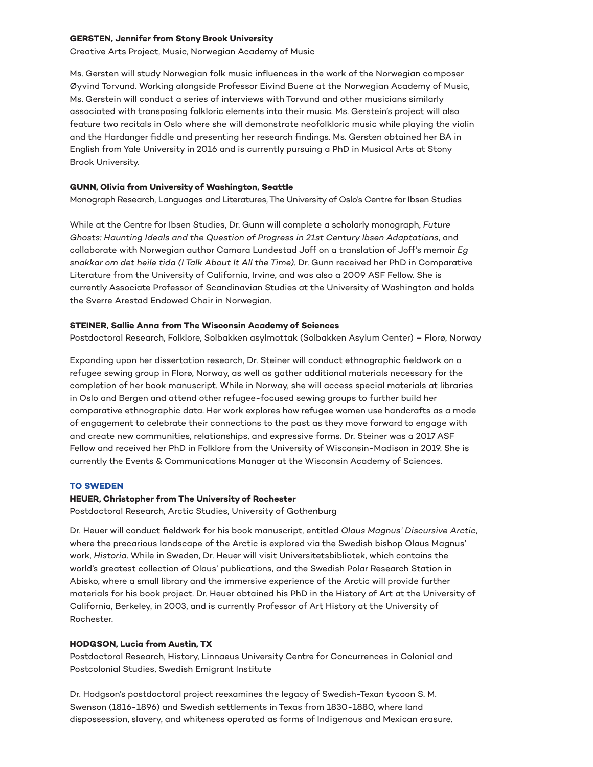**GERSTEN, Jennifer from Stony Brook University**

Creative Arts Project, Music, Norwegian Academy of Music

Ms. Gersten will study Norwegian folk music influences in the work of the Norwegian composer Øyvind Torvund. Working alongside Professor Eivind Buene at the Norwegian Academy of Music, Ms. Gerstein will conduct a series of interviews with Torvund and other musicians similarly associated with transposing folkloric elements into their music. Ms. Gerstein's project will also feature two recitals in Oslo where she will demonstrate neofolkloric music while playing the violin and the Hardanger fiddle and presenting her research findings. Ms. Gersten obtained her BA in English from Yale University in 2016 and is currently pursuing a PhD in Musical Arts at Stony Brook University.

**GUNN, Olivia from University of Washington, Seattle**

Monograph Research, Languages and Literatures, The University of Oslo's Centre for Ibsen Studies

While at the Centre for Ibsen Studies, Dr. Gunn will complete a scholarly monograph, *Future Ghosts: Haunting Ideals and the Question of Progress in 21st Century Ibsen Adaptations*, and collaborate with Norwegian author Camara Lundestad Joff on a translation of Joff's memoir *Eg snakkar om det heile tida (I Talk About It All the Time)*. Dr. Gunn received her PhD in Comparative Literature from the University of California, Irvine, and was also a 2009 ASF Fellow. She is currently Associate Professor of Scandinavian Studies at the University of Washington and holds the Sverre Arestad Endowed Chair in Norwegian.

**STEINER, Sallie Anna from The Wisconsin Academy of Sciences**

Postdoctoral Research, Folklore, Solbakken asylmottak (Solbakken Asylum Center) – Florø, Norway

Expanding upon her dissertation research, Dr. Steiner will conduct ethnographic fieldwork on a refugee sewing group in Florø, Norway, as well as gather additional materials necessary for the completion of her book manuscript. While in Norway, she will access special materials at libraries in Oslo and Bergen and attend other refugee-focused sewing groups to further build her comparative ethnographic data. Her work explores how refugee women use handcrafts as a mode of engagement to celebrate their connections to the past as they move forward to engage with and create new communities, relationships, and expressive forms. Dr. Steiner was a 2017 ASF Fellow and received her PhD in Folklore from the University of Wisconsin-Madison in 2019. She is currently the Events & Communications Manager at the Wisconsin Academy of Sciences.

## TO SWEDEN

**HEUER, Christopher from The University of Rochester**

Postdoctoral Research, Arctic Studies, University of Gothenburg

Dr. Heuer will conduct fieldwork for his book manuscript, entitled *Olaus Magnus' Discursive Arctic*, where the precarious landscape of the Arctic is explored via the Swedish bishop Olaus Magnus' work, *Historia*. While in Sweden, Dr. Heuer will visit Universitetsbibliotek, which contains the world's greatest collection of Olaus' publications, and the Swedish Polar Research Station in Abisko, where a small library and the immersive experience of the Arctic will provide further materials for his book project. Dr. Heuer obtained his PhD in the History of Art at the University of California, Berkeley, in 2003, and is currently Professor of Art History at the University of Rochester.

**HODGSON, Lucia from Austin, TX**

Postdoctoral Research, History, Linnaeus University Centre for Concurrences in Colonial and Postcolonial Studies, Swedish Emigrant Institute

Dr. Hodgson's postdoctoral project reexamines the legacy of Swedish-Texan tycoon S. M. Swenson (1816-1896) and Swedish settlements in Texas from 1830-1880, where land dispossession, slavery, and whiteness operated as forms of Indigenous and Mexican erasure.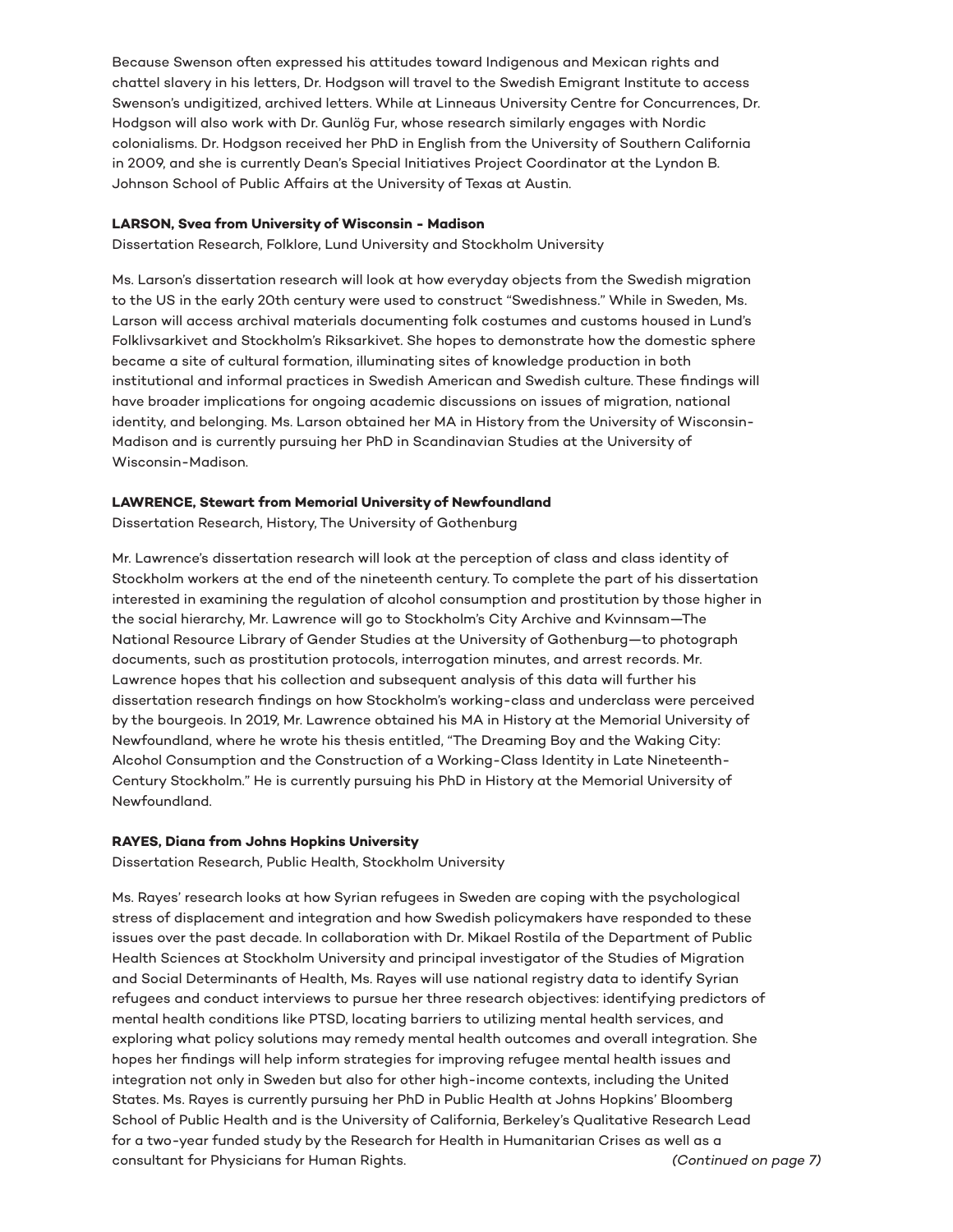Because Swenson often expressed his attitudes toward Indigenous and Mexican rights and chattel slavery in his letters, Dr. Hodgson will travel to the Swedish Emigrant Institute to access Swenson's undigitized, archived letters. While at Linneaus University Centre for Concurrences, Dr. Hodgson will also work with Dr. Gunlög Fur, whose research similarly engages with Nordic colonialisms. Dr. Hodgson received her PhD in English from the University of Southern California in 2009, and she is currently Dean's Special Initiatives Project Coordinator at the Lyndon B. Johnson School of Public Affairs at the University of Texas at Austin.

**LARSON, Svea from University of Wisconsin - Madison**

Dissertation Research, Folklore, Lund University and Stockholm University

Ms. Larson's dissertation research will look at how everyday objects from the Swedish migration to the US in the early 20th century were used to construct "Swedishness." While in Sweden, Ms. Larson will access archival materials documenting folk costumes and customs housed in Lund's Folklivsarkivet and Stockholm's Riksarkivet. She hopes to demonstrate how the domestic sphere became a site of cultural formation, illuminating sites of knowledge production in both institutional and informal practices in Swedish American and Swedish culture. These findings will have broader implications for ongoing academic discussions on issues of migration, national identity, and belonging. Ms. Larson obtained her MA in History from the University of Wisconsin-Madison and is currently pursuing her PhD in Scandinavian Studies at the University of Wisconsin-Madison.

**LAWRENCE, Stewart from Memorial University of Newfoundland**

Dissertation Research, History, The University of Gothenburg

Mr. Lawrence's dissertation research will look at the perception of class and class identity of Stockholm workers at the end of the nineteenth century. To complete the part of his dissertation interested in examining the regulation of alcohol consumption and prostitution by those higher in the social hierarchy, Mr. Lawrence will go to Stockholm's City Archive and Kvinnsam—The National Resource Library of Gender Studies at the University of Gothenburg—to photograph documents, such as prostitution protocols, interrogation minutes, and arrest records. Mr. Lawrence hopes that his collection and subsequent analysis of this data will further his dissertation research findings on how Stockholm's working-class and underclass were perceived by the bourgeois. In 2019, Mr. Lawrence obtained his MA in History at the Memorial University of Newfoundland, where he wrote his thesis entitled, "The Dreaming Boy and the Waking City: Alcohol Consumption and the Construction of a Working-Class Identity in Late Nineteenth-Century Stockholm." He is currently pursuing his PhD in History at the Memorial University of Newfoundland.

**RAYES, Diana from Johns Hopkins University**

Dissertation Research, Public Health, Stockholm University

Ms. Rayes' research looks at how Syrian refugees in Sweden are coping with the psychological stress of displacement and integration and how Swedish policymakers have responded to these issues over the past decade. In collaboration with Dr. Mikael Rostila of the Department of Public Health Sciences at Stockholm University and principal investigator of the Studies of Migration and Social Determinants of Health, Ms. Rayes will use national registry data to identify Syrian refugees and conduct interviews to pursue her three research objectives: identifying predictors of mental health conditions like PTSD, locating barriers to utilizing mental health services, and exploring what policy solutions may remedy mental health outcomes and overall integration. She hopes her findings will help inform strategies for improving refugee mental health issues and integration not only in Sweden but also for other high-income contexts, including the United States. Ms. Rayes is currently pursuing her PhD in Public Health at Johns Hopkins' Bloomberg School of Public Health and is the University of California, Berkeley's Qualitative Research Lead for a two-year funded study by the Research for Health in Humanitarian Crises as well as a consultant for Physicians for Human Rights.

*(Continued on page 7)*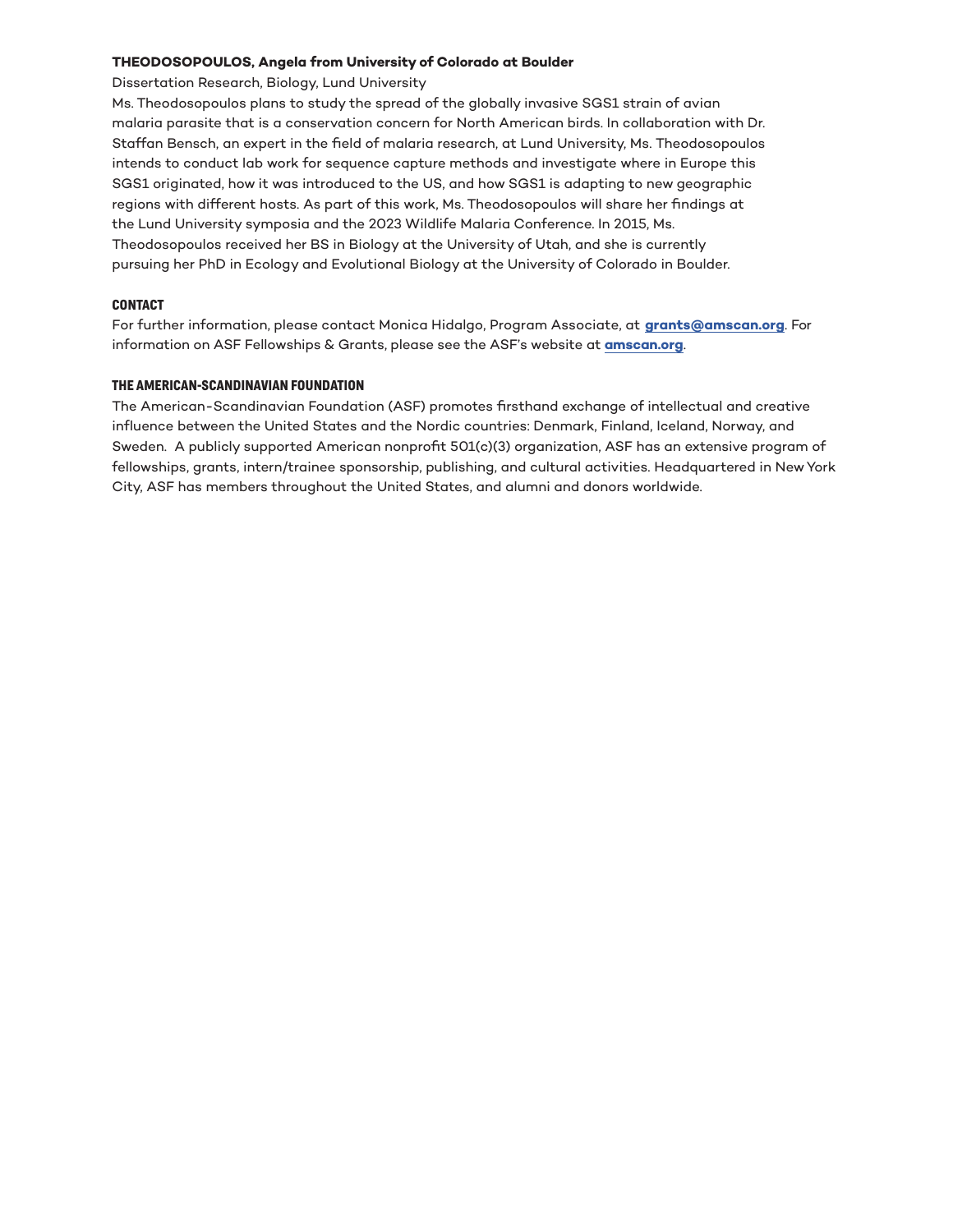**THEODOSOPOULOS, Angela from University of Colorado at Boulder**

Dissertation Research, Biology, Lund University

Ms. Theodosopoulos plans to study the spread of the globally invasive SGS1 strain of avian malaria parasite that is a conservation concern for North American birds. In collaboration with Dr. Staffan Bensch, an expert in the field of malaria research, at Lund University, Ms. Theodosopoulos intends to conduct lab work for sequence capture methods and investigate where in Europe this SGS1 originated, how it was introduced to the US, and how SGS1 is adapting to new geographic regions with different hosts. As part of this work, Ms. Theodosopoulos will share her findings at the Lund University symposia and the 2023 Wildlife Malaria Conference. In 2015, Ms. Theodosopoulos received her BS in Biology at the University of Utah, and she is currently pursuing her PhD in Ecology and Evolutional Biology at the University of Colorado in Boulder.

### CONTACT

For further information, please contact Monica Hidalgo, Program Associate, at **grants@amscan.org**. For information on ASF Fellowships & Grants, please see the ASF's website at **amscan.org**.

### THE AMERICAN-SCANDINAVIAN FOUNDATION

The American-Scandinavian Foundation (ASF) promotes firsthand exchange of intellectual and creative influence between the United States and the Nordic countries: Denmark, Finland, Iceland, Norway, and Sweden. A publicly supported American nonprofit 501(c)(3) organization, ASF has an extensive program of fellowships, grants, intern/trainee sponsorship, publishing, and cultural activities. Headquartered in New York City, ASF has members throughout the United States, and alumni and donors worldwide.